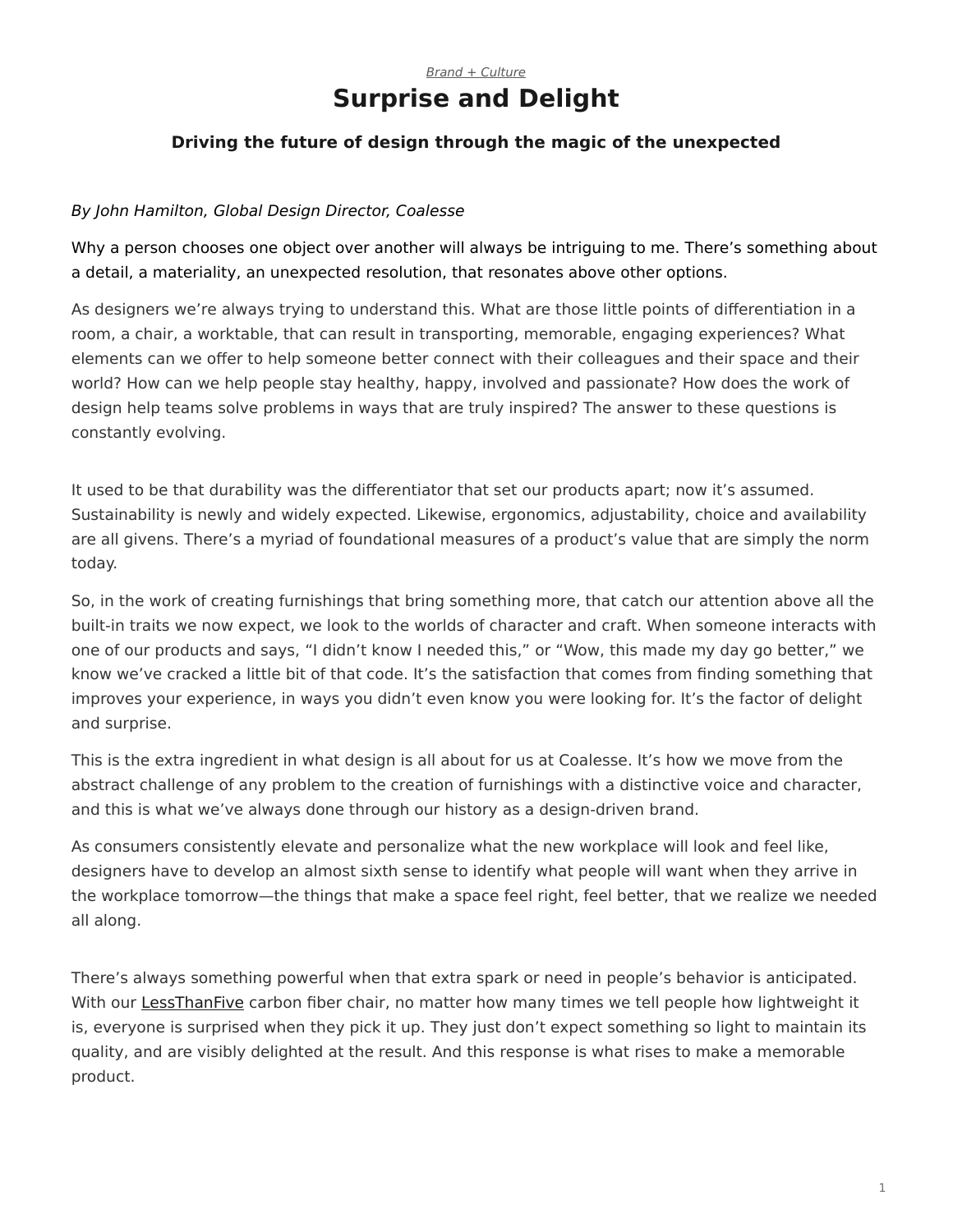*Brand + Culture*

# Surprise and Delight

### Driving the future of design through the magic of the unexpected

*By John Hamilton, Global Design Director, Coalesse*

Why a person chooses one object over another will always be intriguing to me. There's something about a detail, a materiality, an unexpected resolution, that resonates above other options.

As designers we're always trying to understand this. What are those little points of differentiation in a room, a chair, a worktable, that can result in transporting, memorable, engaging experiences? What elements can we offer to help someone better connect with their colleagues and their space and their world? How can we help people stay healthy, happy, involved and passionate? How does the work of design help teams solve problems in ways that are truly inspired? The answer to these questions is constantly evolving.

It used to be that durability was the differentiator that set our products apart; now it's assumed. Sustainability is newly and widely expected. Likewise, ergonomics, adjustability, choice and availability are all givens. There's a myriad of foundational measures of a product's value that are simply the norm today.

So, in the work of creating furnishings that bring something more, that catch our attention above all the built-in traits we now expect, we look to the worlds of character and craft. When someone interacts with one of our products and says, "I didn't know I needed this," or "Wow, this made my day go better," we know we've cracked a little bit of that code. It's the satisfaction that comes from finding something that improves your experience, in ways you didn't even know you were looking for. It's the factor of delight and surprise.

This is the extra ingredient in what design is all about for us at Coalesse. It's how we move from the abstract challenge of any problem to the creation of furnishings with a distinctive voice and character, and this is what we've always done through our history as a design-driven brand.

As consumers consistently elevate and personalize what the new workplace will look and feel like, designers have to develop an almost sixth sense to identify what people will want when they arrive in the workplace tomorrow—the things that make a space feel right, feel better, that we realize we needed all along.

There's always something powerful when that extra spark or need in people's behavior is anticipated. With our LessThanFive carbon fiber chair, no matter how many times we tell people how lightweight it is, everyone is surprised when they pick it up. They just don't expect something so light to maintain its quality, and are visibly delighted at the result. And this response is what rises to make a memorable product.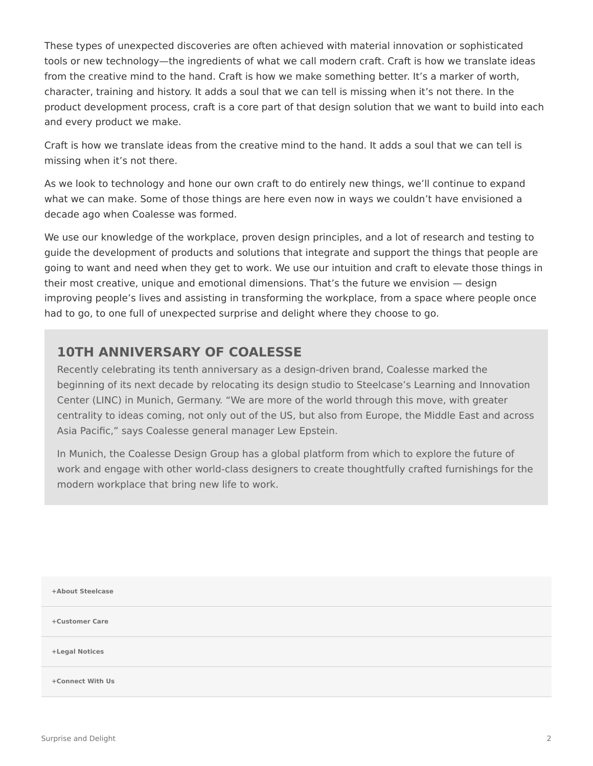These types of unexpected discoveries are often achieved with material innovation or sophisticated tools or new technology—the ingredients of what we call modern craft. Craft is how we translate ideas from the creative mind to the hand. Craft is how we make something better. It's a marker of worth, character, training and history. It adds a soul that we can tell is missing when it's not there. In the product development process, craft is a core part of that design solution that we want to build into each and every product we make.

Craft is how we translate ideas from the creative mind to the hand. It adds a soul that we can tell is missing when it's not there.

As we look to technology and hone our own craft to do entirely new things, we'll continue to expand what we can make. Some of those things are here even now in ways we couldn't have envisioned a decade ago when Coalesse was formed.

We use our knowledge of the workplace, proven design principles, and a lot of research and testing to guide the development of products and solutions that integrate and support the things that people are going to want and need when they get to work. We use our intuition and craft to elevate those things in their most creative, unique and emotional dimensions. That's the future we envision — design improving people's lives and assisting in transforming the workplace, from a space where people once had to go, to one full of unexpected surprise and delight where they choose to go.

## 10TH ANNIVERSARY OF COALESSE

Recently celebrating its tenth anniversary as a design-driven brand, Coalesse marked the beginning of its next decade by relocating its design studio to Steelcase's Learning and Innovation Center (LINC) in Munich, Germany. "We are more of the world through this move, with greater centrality to ideas coming, not only out of the US, but also from Europe, the Middle East and across Asia Pacific," says Coalesse general manager Lew Epstein.

In Munich, the Coalesse Design Group has a global platform from which to explore the future of work and engage with other world-class designers to create thoughtfully crafted furnishings for the modern workplace that bring new life to work.

**+About Steelcase**

**+Customer Care**

**+Legal Notices**

**+Connect With Us**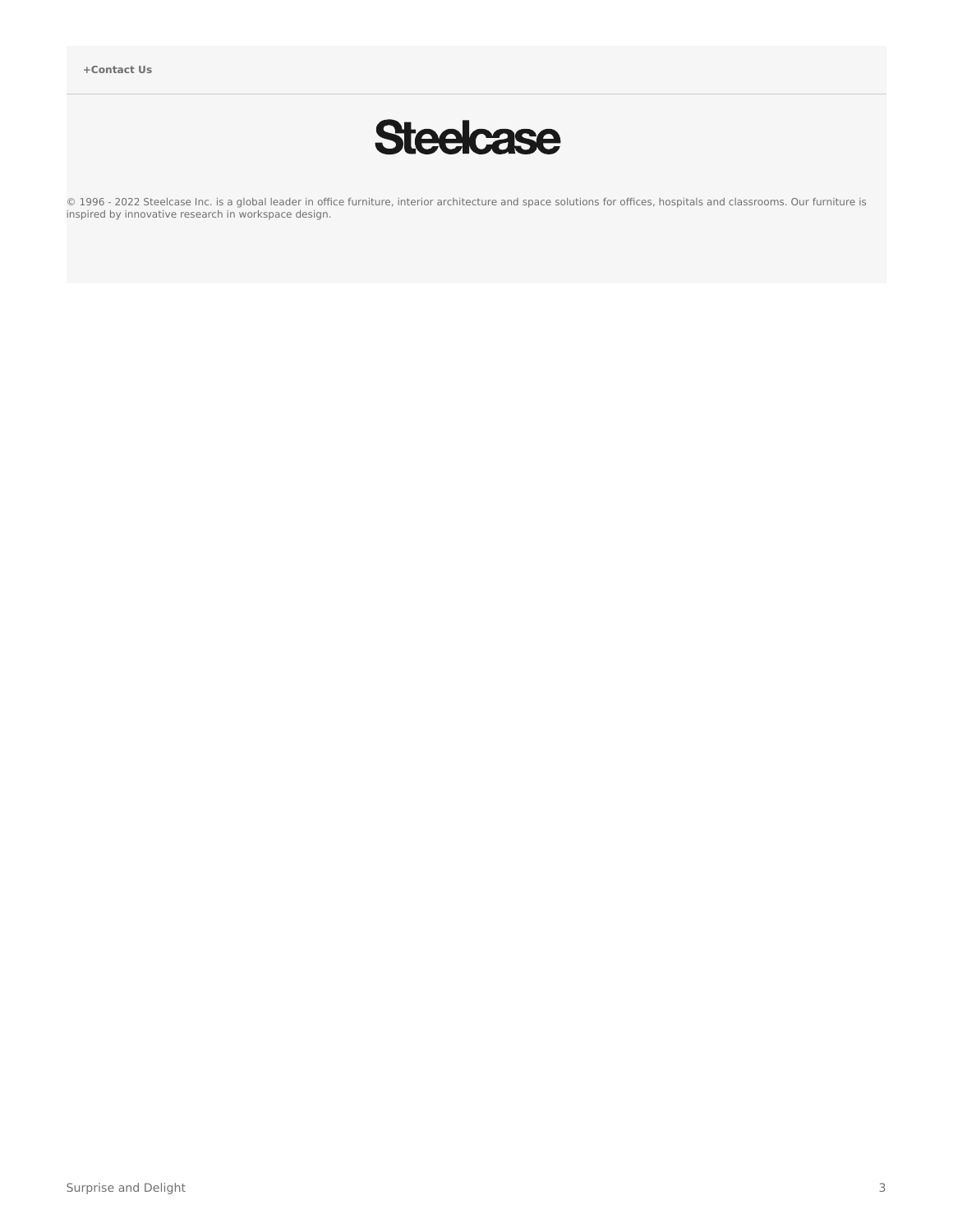**+Contact Us**

Steelcase

© 1996 - 2022 Steelcase Inc. is a global leader in office furniture, interior architecture and space solutions for offices, hospitals and classrooms. Our furniture is inspired by innovative research in workspace design.